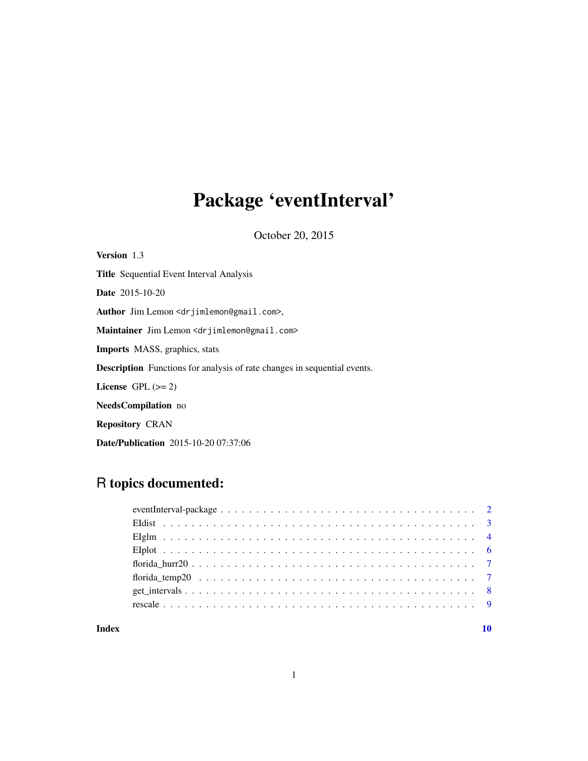# Package 'eventInterval'

October 20, 2015

**Version** 1.3

**Title** Sequential Event Interval Analysis

**Date** 2015-10-20

**Author** Jim Lemon <drjimlemon@gmail.com>,

**Maintainer** Jim Lemon <drjimlemon@gmail.com>

**Imports** MASS, graphics, stats

**Description** Functions for analysis of rate changes in sequential events.

**License** GPL (>= 2)

**NeedsCompilation** no

**Repository** CRAN

**Date/Publication** 2015-10-20 07:37:06

## R topics documented:

- eventInterval-package . . . . . . . . . . . . . . . . . . . . . . . . . . . . . . . . . . . . . . . . 2
- EIdist . . . . . . . . . . . . . . . . . . . . . . . . . . . . . . . . . . . . . . . . . . . . . . . . 3
- EIglm . . . . . . . . . . . . . . . . . . . . . . . . . . . . . . . . . . . . . . . . . . . . . . . . 4
- EIplot . . . . . . . . . . . . . . . . . . . . . . . . . . . . . . . . . . . . . . . . . . . . . . . . 6
- florida_hurr20 . . . . . . . . . . . . . . . . . . . . . . . . . . . . . . . . . . . . . . . . . . . . 7
- florida_temp20 . . . . . . . . . . . . . . . . . . . . . . . . . . . . . . . . . . . . . . . . . . . 7
- get_intervals . . . . . . . . . . . . . . . . . . . . . . . . . . . . . . . . . . . . . . . . . . . . 8
- rescale . . . . . . . . . . . . . . . . . . . . . . . . . . . . . . . . . . . . . . . . . . . . . . . . 9

**Index** **10**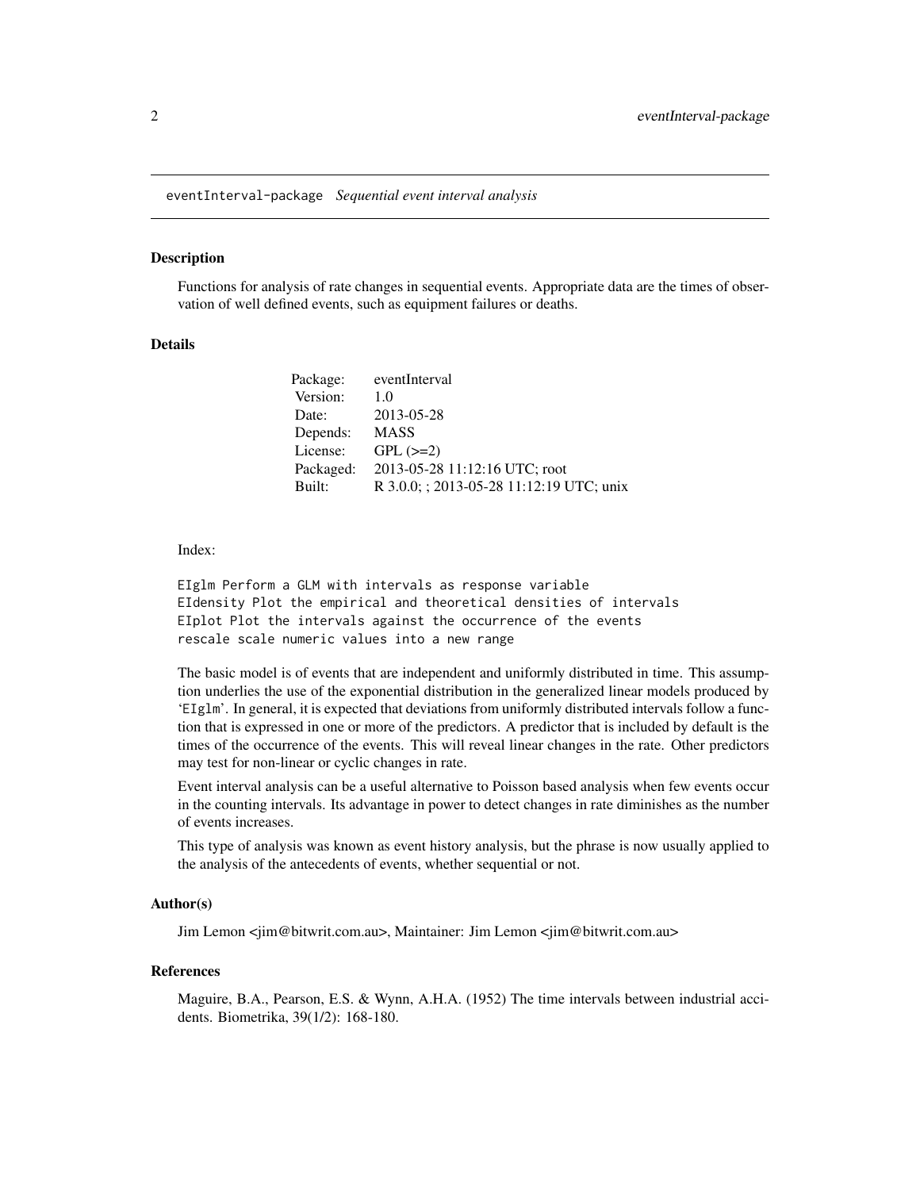# eventInterval-package *Sequential event interval analysis*

## Description

Functions for analysis of rate changes in sequential events. Appropriate data are the times of observation of well defined events, such as equipment failures or deaths.

## Details

| | |
|---|---|
| Package: | eventInterval |
| Version: | 1.0 |
| Date: | 2013-05-28 |
| Depends: | MASS |
| License: | GPL (>=2) |
| Packaged: | 2013-05-28 11:12:16 UTC; root |
| Built: | R 3.0.0; ; 2013-05-28 11:12:19 UTC; unix |

Index:

```
EIglm Perform a GLM with intervals as response variable
EIdensity Plot the empirical and theoretical densities of intervals
EIplot Plot the intervals against the occurrence of the events
rescale scale numeric values into a new range
```

The basic model is of events that are independent and uniformly distributed in time. This assumption underlies the use of the exponential distribution in the generalized linear models produced by 'EIglm'. In general, it is expected that deviations from uniformly distributed intervals follow a function that is expressed in one or more of the predictors. A predictor that is included by default is the times of the occurrence of the events. This will reveal linear changes in the rate. Other predictors may test for non-linear or cyclic changes in rate.

Event interval analysis can be a useful alternative to Poisson based analysis when few events occur in the counting intervals. Its advantage in power to detect changes in rate diminishes as the number of events increases.

This type of analysis was known as event history analysis, but the phrase is now usually applied to the analysis of the antecedents of events, whether sequential or not.

## Author(s)

Jim Lemon <jim@bitwrit.com.au>, Maintainer: Jim Lemon <jim@bitwrit.com.au>

## References

Maguire, B.A., Pearson, E.S. & Wynn, A.H.A. (1952) The time intervals between industrial accidents. Biometrika, 39(1/2): 168-180.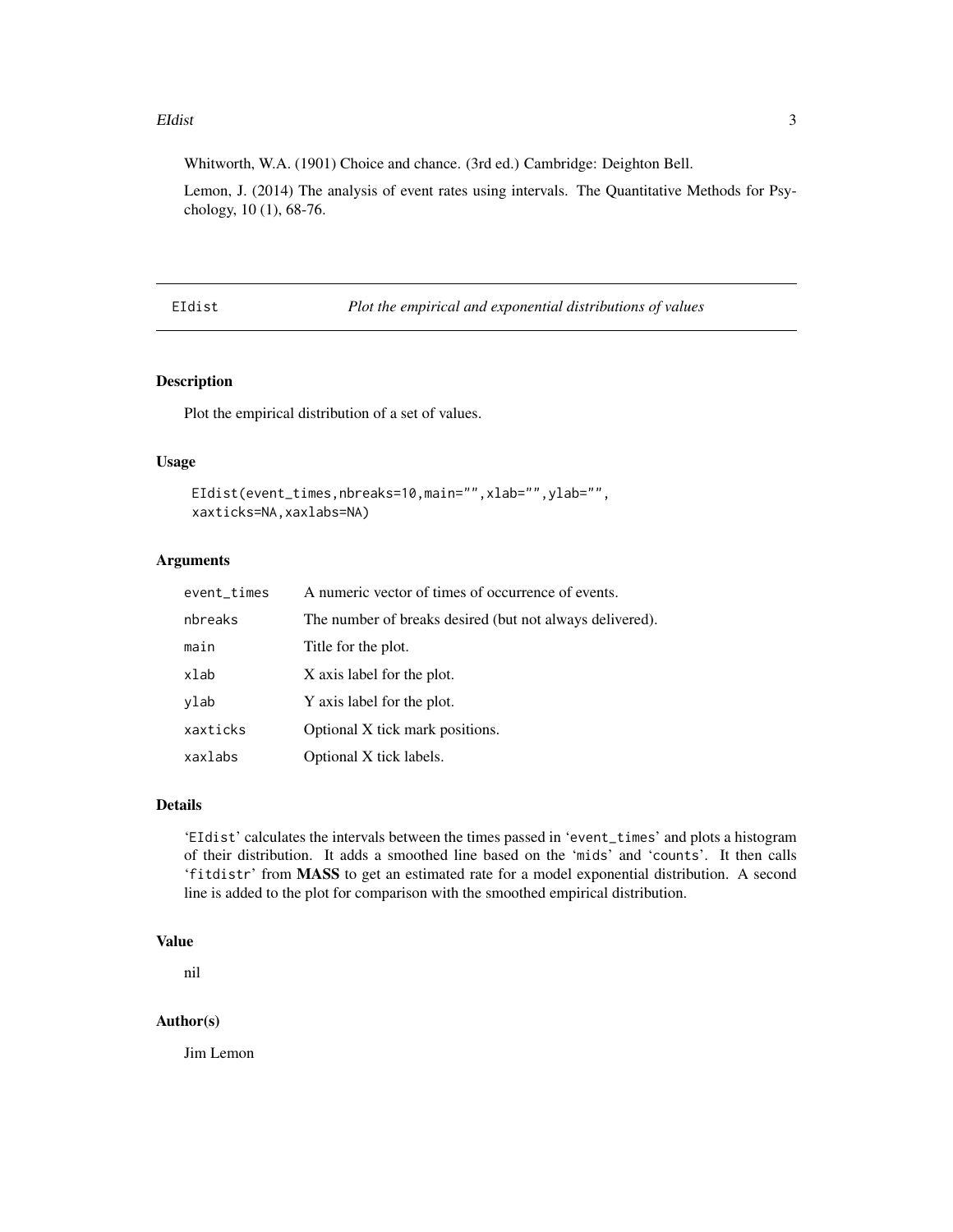Whitworth, W.A. (1901) Choice and chance. (3rd ed.) Cambridge: Deighton Bell.

Lemon, J. (2014) The analysis of event rates using intervals. The Quantitative Methods for Psychology, 10 (1), 68-76.

---

## EIdist — *Plot the empirical and exponential distributions of values*

---

### Description

Plot the empirical distribution of a set of values.

### Usage

```
EIdist(event_times,nbreaks=10,main="",xlab="",ylab="",
 xaxticks=NA,xaxlabs=NA)
```

### Arguments

| | |
|---|---|
| `event_times` | A numeric vector of times of occurrence of events. |
| `nbreaks` | The number of breaks desired (but not always delivered). |
| `main` | Title for the plot. |
| `xlab` | X axis label for the plot. |
| `ylab` | Y axis label for the plot. |
| `xaxticks` | Optional X tick mark positions. |
| `xaxlabs` | Optional X tick labels. |

### Details

'`EIdist`' calculates the intervals between the times passed in '`event_times`' and plots a histogram of their distribution. It adds a smoothed line based on the '`mids`' and '`counts`'. It then calls '`fitdistr`' from **MASS** to get an estimated rate for a model exponential distribution. A second line is added to the plot for comparison with the smoothed empirical distribution.

### Value

nil

### Author(s)

Jim Lemon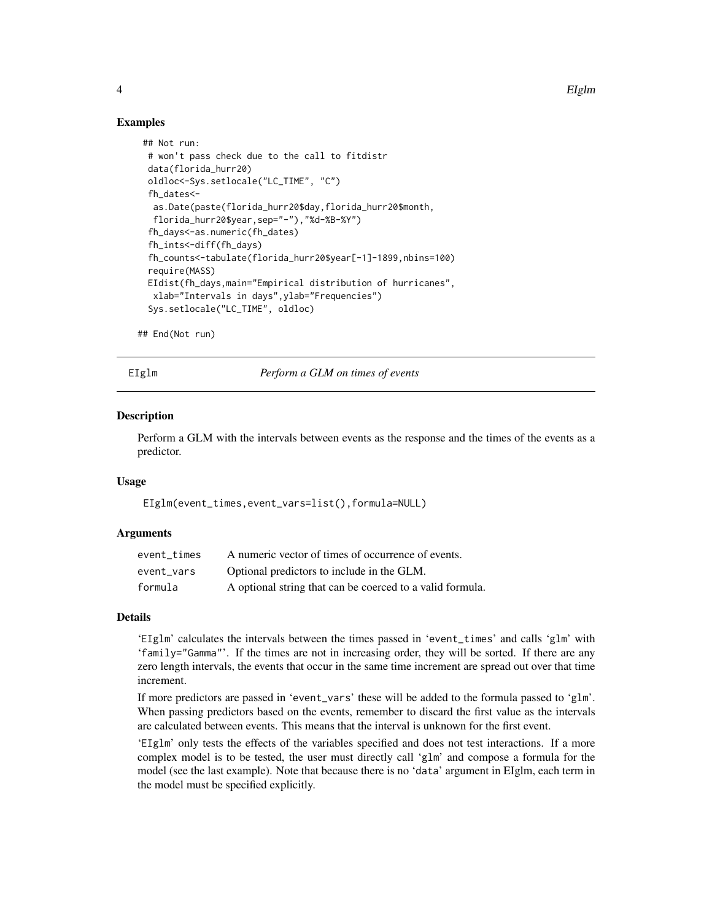### Examples

```
 ## Not run:
  # won't pass check due to the call to fitdistr
  data(florida_hurr20)
  oldloc<-Sys.setlocale("LC_TIME", "C")
  fh_dates<-
   as.Date(paste(florida_hurr20$day,florida_hurr20$month,
    florida_hurr20$year,sep="-"),"%d-%B-%Y")
  fh_days<-as.numeric(fh_dates)
  fh_ints<-diff(fh_days)
  fh_counts<-tabulate(florida_hurr20$year[-1]-1899,nbins=100)
  require(MASS)
  EIdist(fh_days,main="Empirical distribution of hurricanes",
   xlab="Intervals in days",ylab="Frequencies")
  Sys.setlocale("LC_TIME", oldloc)

## End(Not run)
```

---

## EIglm *Perform a GLM on times of events*

### Description

Perform a GLM with the intervals between events as the response and the times of the events as a predictor.

### Usage

```
EIglm(event_times,event_vars=list(),formula=NULL)
```

### Arguments

| | |
|---|---|
| event_times | A numeric vector of times of occurrence of events. |
| event_vars | Optional predictors to include in the GLM. |
| formula | A optional string that can be coerced to a valid formula. |

### Details

'EIglm' calculates the intervals between the times passed in 'event_times' and calls 'glm' with 'family="Gamma"'. If the times are not in increasing order, they will be sorted. If there are any zero length intervals, the events that occur in the same time increment are spread out over that time increment.

If more predictors are passed in 'event_vars' these will be added to the formula passed to 'glm'. When passing predictors based on the events, remember to discard the first value as the intervals are calculated between events. This means that the interval is unknown for the first event.

'EIglm' only tests the effects of the variables specified and does not test interactions. If a more complex model is to be tested, the user must directly call 'glm' and compose a formula for the model (see the last example). Note that because there is no 'data' argument in EIglm, each term in the model must be specified explicitly.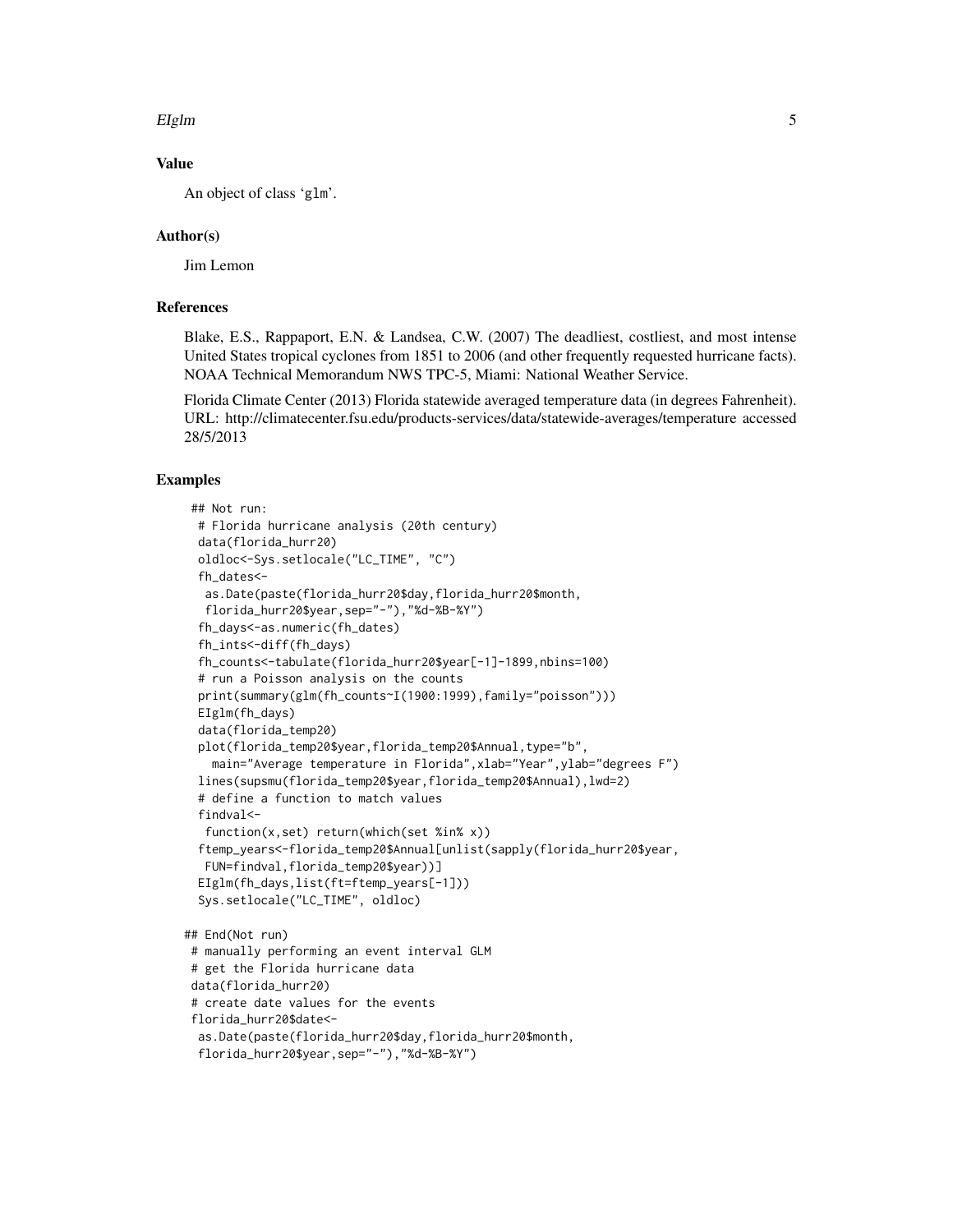### Value

An object of class 'glm'.

### Author(s)

Jim Lemon

### References

Blake, E.S., Rappaport, E.N. & Landsea, C.W. (2007) The deadliest, costliest, and most intense United States tropical cyclones from 1851 to 2006 (and other frequently requested hurricane facts). NOAA Technical Memorandum NWS TPC-5, Miami: National Weather Service.

Florida Climate Center (2013) Florida statewide averaged temperature data (in degrees Fahrenheit). URL: http://climatecenter.fsu.edu/products-services/data/statewide-averages/temperature accessed 28/5/2013

### Examples

```
 ## Not run:
  # Florida hurricane analysis (20th century)
  data(florida_hurr20)
  oldloc<-Sys.setlocale("LC_TIME", "C")
  fh_dates<-
   as.Date(paste(florida_hurr20$day,florida_hurr20$month,
   florida_hurr20$year,sep="-"),"%d-%B-%Y")
  fh_days<-as.numeric(fh_dates)
  fh_ints<-diff(fh_days)
  fh_counts<-tabulate(florida_hurr20$year[-1]-1899,nbins=100)
  # run a Poisson analysis on the counts
  print(summary(glm(fh_counts~I(1900:1999),family="poisson")))
  EIglm(fh_days)
  data(florida_temp20)
  plot(florida_temp20$year,florida_temp20$Annual,type="b",
    main="Average temperature in Florida",xlab="Year",ylab="degrees F")
  lines(supsmu(florida_temp20$year,florida_temp20$Annual),lwd=2)
  # define a function to match values
  findval<-
   function(x,set) return(which(set %in% x))
  ftemp_years<-florida_temp20$Annual[unlist(sapply(florida_hurr20$year,
   FUN=findval,florida_temp20$year))]
  EIglm(fh_days,list(ft=ftemp_years[-1]))
  Sys.setlocale("LC_TIME", oldloc)

## End(Not run)
 # manually performing an event interval GLM
 # get the Florida hurricane data
 data(florida_hurr20)
 # create date values for the events
 florida_hurr20$date<-
  as.Date(paste(florida_hurr20$day,florida_hurr20$month,
  florida_hurr20$year,sep="-"),"%d-%B-%Y")
```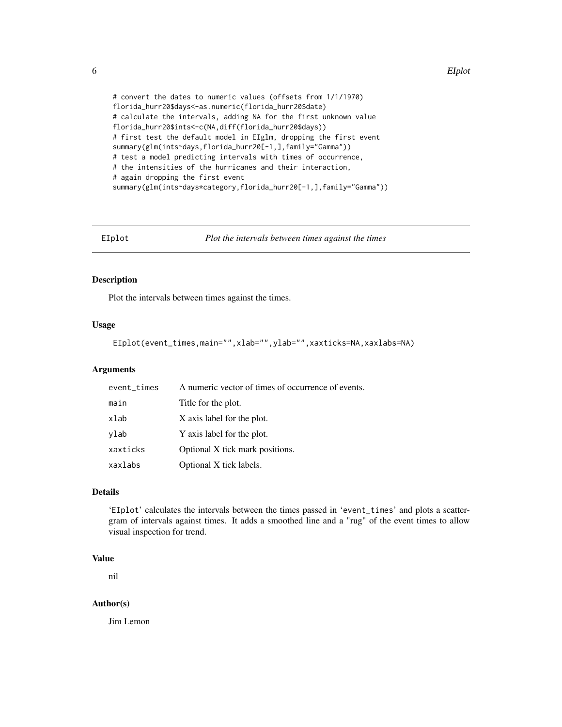```
# convert the dates to numeric values (offsets from 1/1/1970)
florida_hurr20$days<-as.numeric(florida_hurr20$date)
# calculate the intervals, adding NA for the first unknown value
florida_hurr20$ints<-c(NA,diff(florida_hurr20$days))
# first test the default model in EIglm, dropping the first event
summary(glm(ints~days,florida_hurr20[-1,],family="Gamma"))
# test a model predicting intervals with times of occurrence,
# the intensities of the hurricanes and their interaction,
# again dropping the first event
summary(glm(ints~days*category,florida_hurr20[-1,],family="Gamma"))
```

---

## EIplot — *Plot the intervals between times against the times*

---

### Description

Plot the intervals between times against the times.

### Usage

```
EIplot(event_times,main="",xlab="",ylab="",xaxticks=NA,xaxlabs=NA)
```

### Arguments

| | |
|---|---|
| `event_times` | A numeric vector of times of occurrence of events. |
| `main` | Title for the plot. |
| `xlab` | X axis label for the plot. |
| `ylab` | Y axis label for the plot. |
| `xaxticks` | Optional X tick mark positions. |
| `xaxlabs` | Optional X tick labels. |

### Details

'`EIplot`' calculates the intervals between the times passed in '`event_times`' and plots a scattergram of intervals against times. It adds a smoothed line and a "rug" of the event times to allow visual inspection for trend.

### Value

nil

### Author(s)

Jim Lemon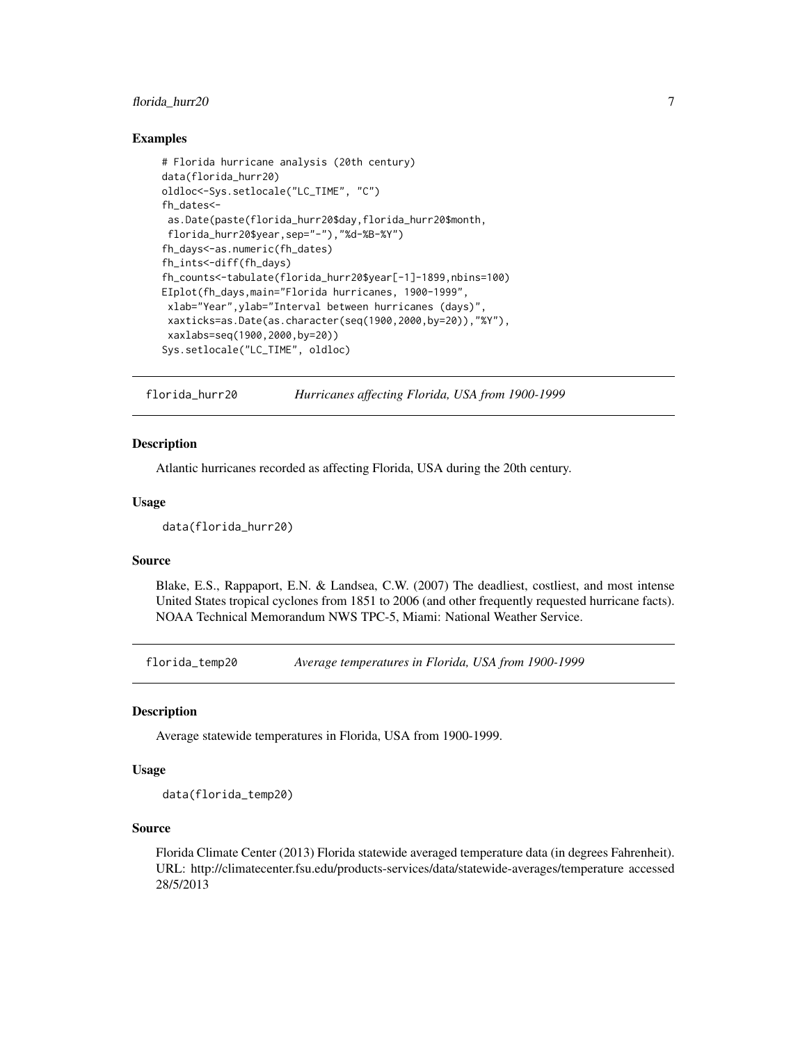### Examples

```
# Florida hurricane analysis (20th century)
data(florida_hurr20)
oldloc<-Sys.setlocale("LC_TIME", "C")
fh_dates<-
 as.Date(paste(florida_hurr20$day,florida_hurr20$month,
 florida_hurr20$year,sep="-"),"%d-%B-%Y")
fh_days<-as.numeric(fh_dates)
fh_ints<-diff(fh_days)
fh_counts<-tabulate(florida_hurr20$year[-1]-1899,nbins=100)
EIplot(fh_days,main="Florida hurricanes, 1900-1999",
 xlab="Year",ylab="Interval between hurricanes (days)",
 xaxticks=as.Date(as.character(seq(1900,2000,by=20)),"%Y"),
 xaxlabs=seq(1900,2000,by=20))
Sys.setlocale("LC_TIME", oldloc)
```

---

## florida_hurr20 — *Hurricanes affecting Florida, USA from 1900-1999*

### Description

Atlantic hurricanes recorded as affecting Florida, USA during the 20th century.

### Usage

```
data(florida_hurr20)
```

### Source

Blake, E.S., Rappaport, E.N. & Landsea, C.W. (2007) The deadliest, costliest, and most intense United States tropical cyclones from 1851 to 2006 (and other frequently requested hurricane facts). NOAA Technical Memorandum NWS TPC-5, Miami: National Weather Service.

---

## florida_temp20 — *Average temperatures in Florida, USA from 1900-1999*

### Description

Average statewide temperatures in Florida, USA from 1900-1999.

### Usage

```
data(florida_temp20)
```

### Source

Florida Climate Center (2013) Florida statewide averaged temperature data (in degrees Fahrenheit). URL: http://climatecenter.fsu.edu/products-services/data/statewide-averages/temperature accessed 28/5/2013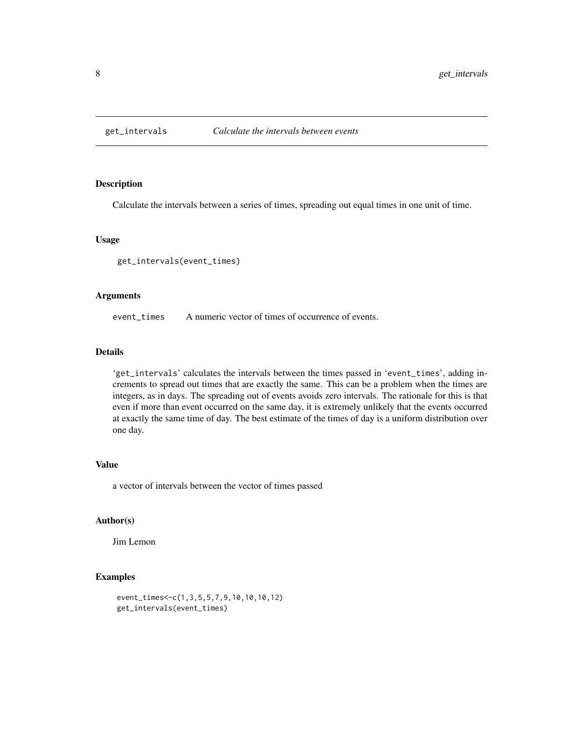# get_intervals — *Calculate the intervals between events*

## Description

Calculate the intervals between a series of times, spreading out equal times in one unit of time.

## Usage

```
get_intervals(event_times)
```

## Arguments

`event_times` A numeric vector of times of occurrence of events.

## Details

'`get_intervals`' calculates the intervals between the times passed in '`event_times`', adding increments to spread out times that are exactly the same. This can be a problem when the times are integers, as in days. The spreading out of events avoids zero intervals. The rationale for this is that even if more than event occurred on the same day, it is extremely unlikely that the events occurred at exactly the same time of day. The best estimate of the times of day is a uniform distribution over one day.

## Value

a vector of intervals between the vector of times passed

## Author(s)

Jim Lemon

## Examples

```
event_times<-c(1,3,5,5,7,9,10,10,10,12)
get_intervals(event_times)
```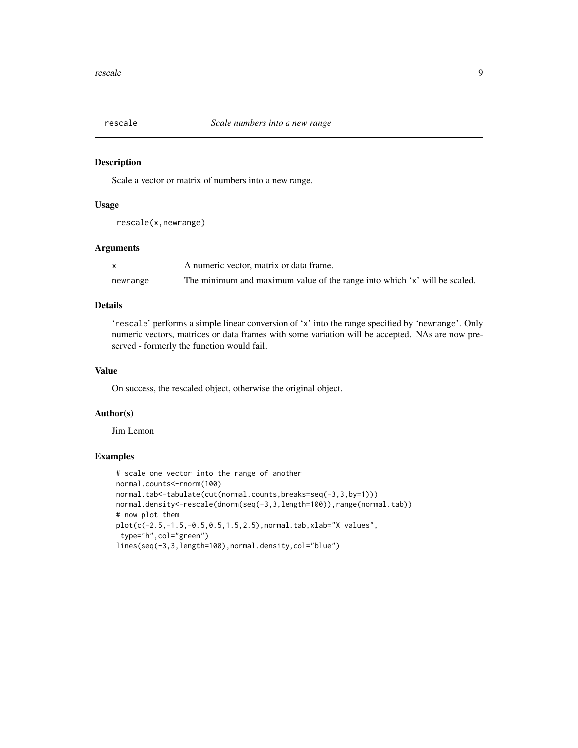## rescale — *Scale numbers into a new range*

### Description

Scale a vector or matrix of numbers into a new range.

### Usage

```
rescale(x,newrange)
```

### Arguments

| | |
|---|---|
| `x` | A numeric vector, matrix or data frame. |
| `newrange` | The minimum and maximum value of the range into which 'x' will be scaled. |

### Details

'rescale' performs a simple linear conversion of 'x' into the range specified by 'newrange'. Only numeric vectors, matrices or data frames with some variation will be accepted. NAs are now preserved - formerly the function would fail.

### Value

On success, the rescaled object, otherwise the original object.

### Author(s)

Jim Lemon

### Examples

```
# scale one vector into the range of another
normal.counts<-rnorm(100)
normal.tab<-tabulate(cut(normal.counts,breaks=seq(-3,3,by=1)))
normal.density<-rescale(dnorm(seq(-3,3,length=100)),range(normal.tab))
# now plot them
plot(c(-2.5,-1.5,-0.5,0.5,1.5,2.5),normal.tab,xlab="X values",
 type="h",col="green")
lines(seq(-3,3,length=100),normal.density,col="blue")
```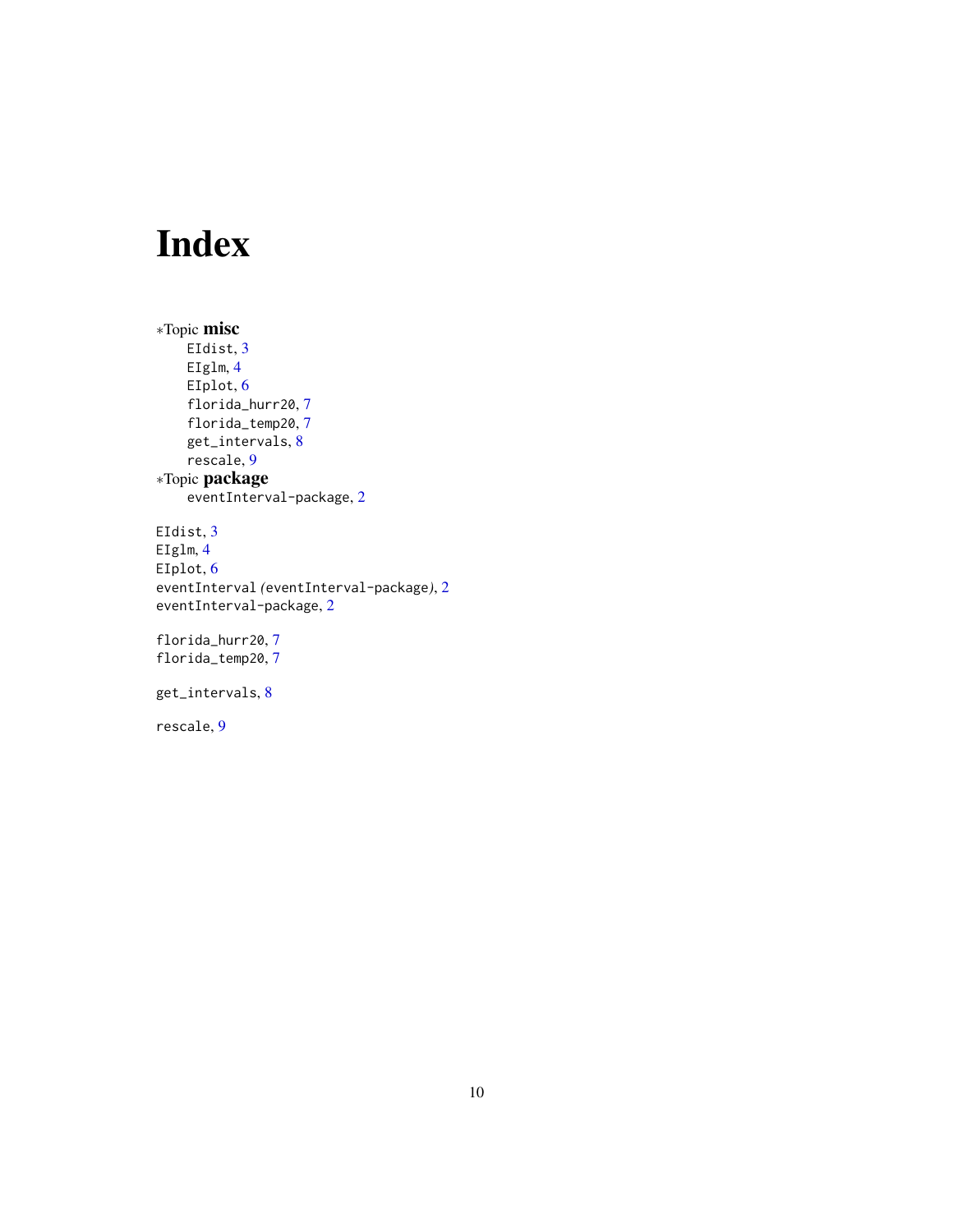# Index

*Topic **misc**
- EIdist, 3
- EIglm, 4
- EIplot, 6
- florida_hurr20, 7
- florida_temp20, 7
- get_intervals, 8
- rescale, 9

*Topic **package**
- eventInterval-package, 2

EIdist, 3
EIglm, 4
EIplot, 6
eventInterval *(*eventInterval-package*)*, 2
eventInterval-package, 2

florida_hurr20, 7
florida_temp20, 7

get_intervals, 8

rescale, 9